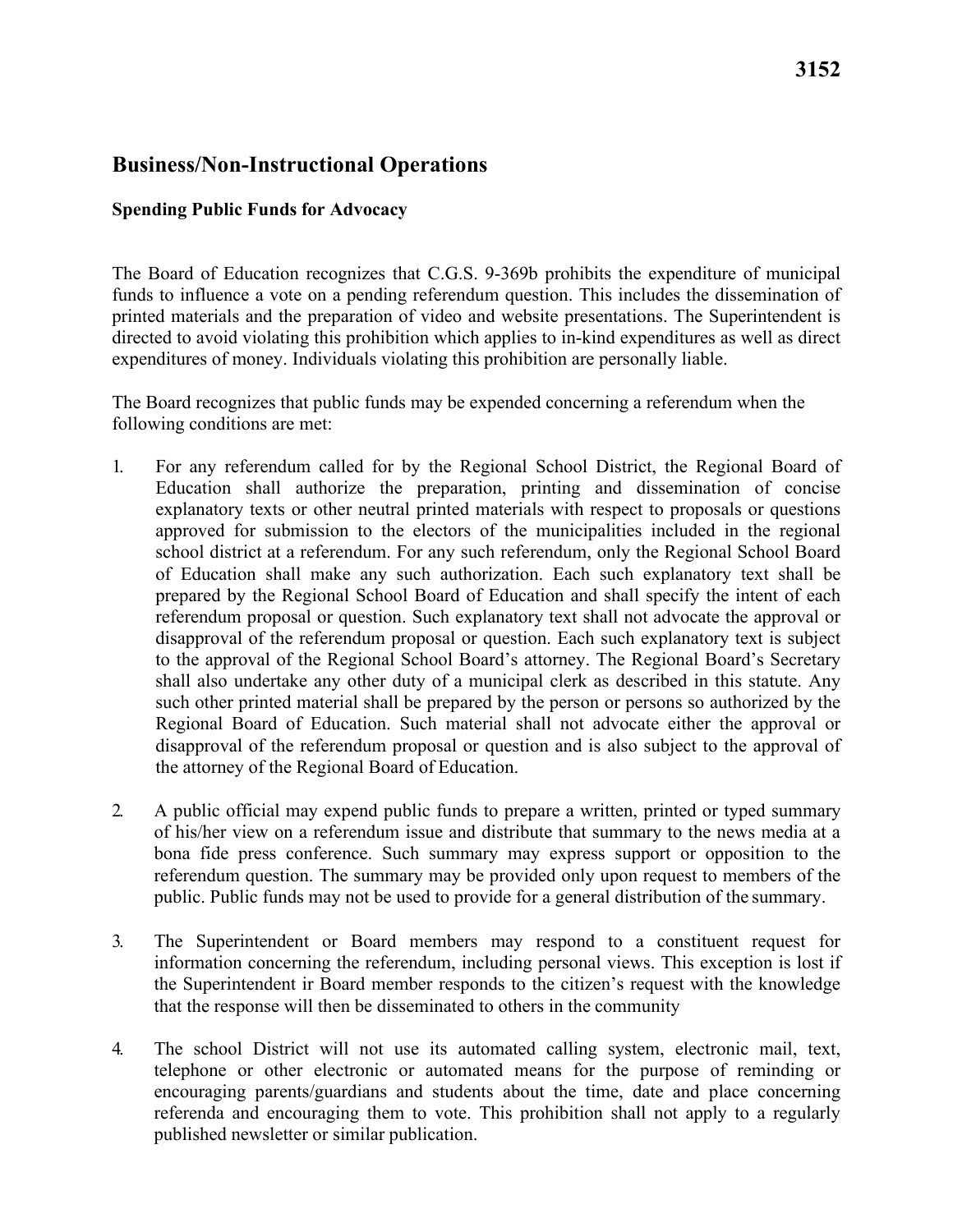3152

# Business/Non-Instructional Operations

## Spending Public Funds for Advocacy

The Board of Education recognizes that C.G.S. 9-369b prohibits the expenditure of municipal funds to influence a vote on a pending referendum question. This includes the dissemination of printed materials and the preparation of video and website presentations. The Superintendent is directed to avoid violating this prohibition which applies to in-kind expenditures as well as direct expenditures of money. Individuals violating this prohibition are personally liable.

The Board recognizes that public funds may be expended concerning a referendum when the following conditions are met:

1. For any referendum called for by the Regional School District, the Regional Board of Education shall authorize the preparation, printing and dissemination of concise explanatory texts or other neutral printed materials with respect to proposals or questions approved for submission to the electors of the municipalities included in the regional school district at a referendum. For any such referendum, only the Regional School Board of Education shall make any such authorization. Each such explanatory text shall be prepared by the Regional School Board of Education and shall specify the intent of each referendum proposal or question. Such explanatory text shall not advocate the approval or disapproval of the referendum proposal or question. Each such explanatory text is subject to the approval of the Regional School Board's attorney. The Regional Board's Secretary shall also undertake any other duty of a municipal clerk as described in this statute. Any such other printed material shall be prepared by the person or persons so authorized by the Regional Board of Education. Such material shall not advocate either the approval or disapproval of the referendum proposal or question and is also subject to the approval of the attorney of the Regional Board of Education.

2. A public official may expend public funds to prepare a written, printed or typed summary of his/her view on a referendum issue and distribute that summary to the news media at a bona fide press conference. Such summary may express support or opposition to the referendum question. The summary may be provided only upon request to members of the public. Public funds may not be used to provide for a general distribution of the summary.

3. The Superintendent or Board members may respond to a constituent request for information concerning the referendum, including personal views. This exception is lost if the Superintendent ir Board member responds to the citizen's request with the knowledge that the response will then be disseminated to others in the community

4. The school District will not use its automated calling system, electronic mail, text, telephone or other electronic or automated means for the purpose of reminding or encouraging parents/guardians and students about the time, date and place concerning referenda and encouraging them to vote. This prohibition shall not apply to a regularly published newsletter or similar publication.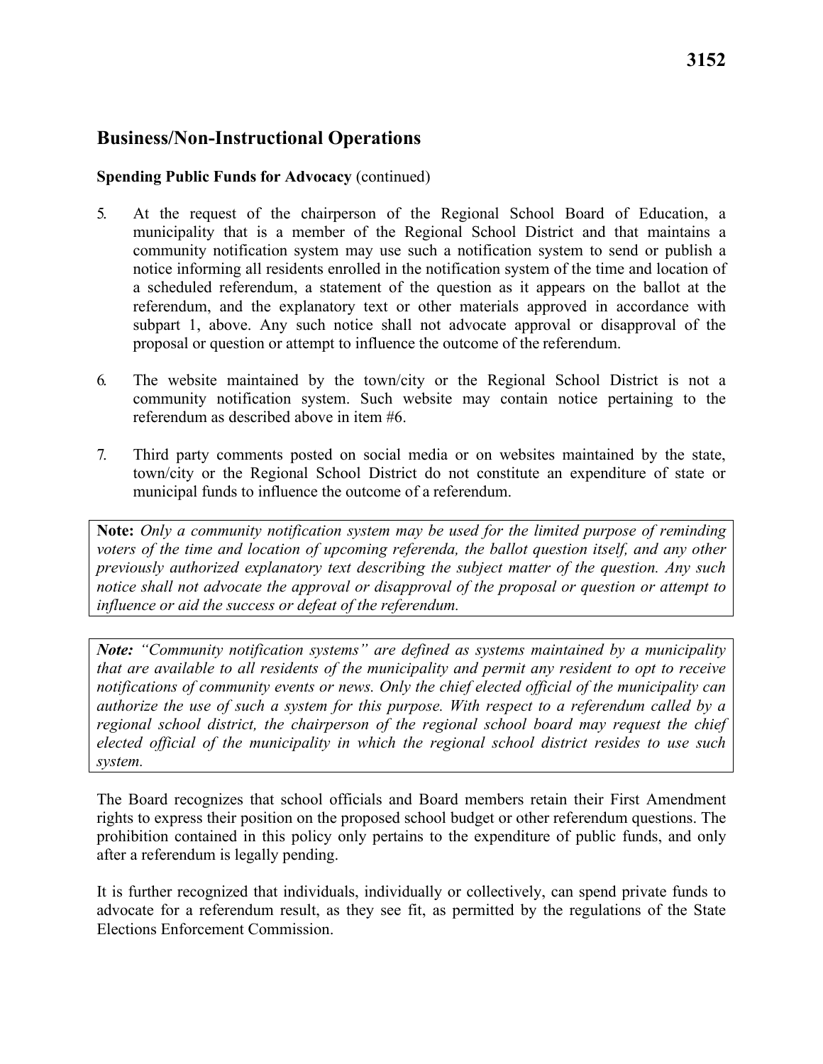## Business/Non-Instructional Operations

**Spending Public Funds for Advocacy** (continued)

5. At the request of the chairperson of the Regional School Board of Education, a municipality that is a member of the Regional School District and that maintains a community notification system may use such a notification system to send or publish a notice informing all residents enrolled in the notification system of the time and location of a scheduled referendum, a statement of the question as it appears on the ballot at the referendum, and the explanatory text or other materials approved in accordance with subpart 1, above. Any such notice shall not advocate approval or disapproval of the proposal or question or attempt to influence the outcome of the referendum.

6. The website maintained by the town/city or the Regional School District is not a community notification system. Such website may contain notice pertaining to the referendum as described above in item #6.

7. Third party comments posted on social media or on websites maintained by the state, town/city or the Regional School District do not constitute an expenditure of state or municipal funds to influence the outcome of a referendum.

> **Note:** *Only a community notification system may be used for the limited purpose of reminding voters of the time and location of upcoming referenda, the ballot question itself, and any other previously authorized explanatory text describing the subject matter of the question. Any such notice shall not advocate the approval or disapproval of the proposal or question or attempt to influence or aid the success or defeat of the referendum.*

> ***Note:*** *"Community notification systems" are defined as systems maintained by a municipality that are available to all residents of the municipality and permit any resident to opt to receive notifications of community events or news. Only the chief elected official of the municipality can authorize the use of such a system for this purpose. With respect to a referendum called by a regional school district, the chairperson of the regional school board may request the chief elected official of the municipality in which the regional school district resides to use such system.*

The Board recognizes that school officials and Board members retain their First Amendment rights to express their position on the proposed school budget or other referendum questions. The prohibition contained in this policy only pertains to the expenditure of public funds, and only after a referendum is legally pending.

It is further recognized that individuals, individually or collectively, can spend private funds to advocate for a referendum result, as they see fit, as permitted by the regulations of the State Elections Enforcement Commission.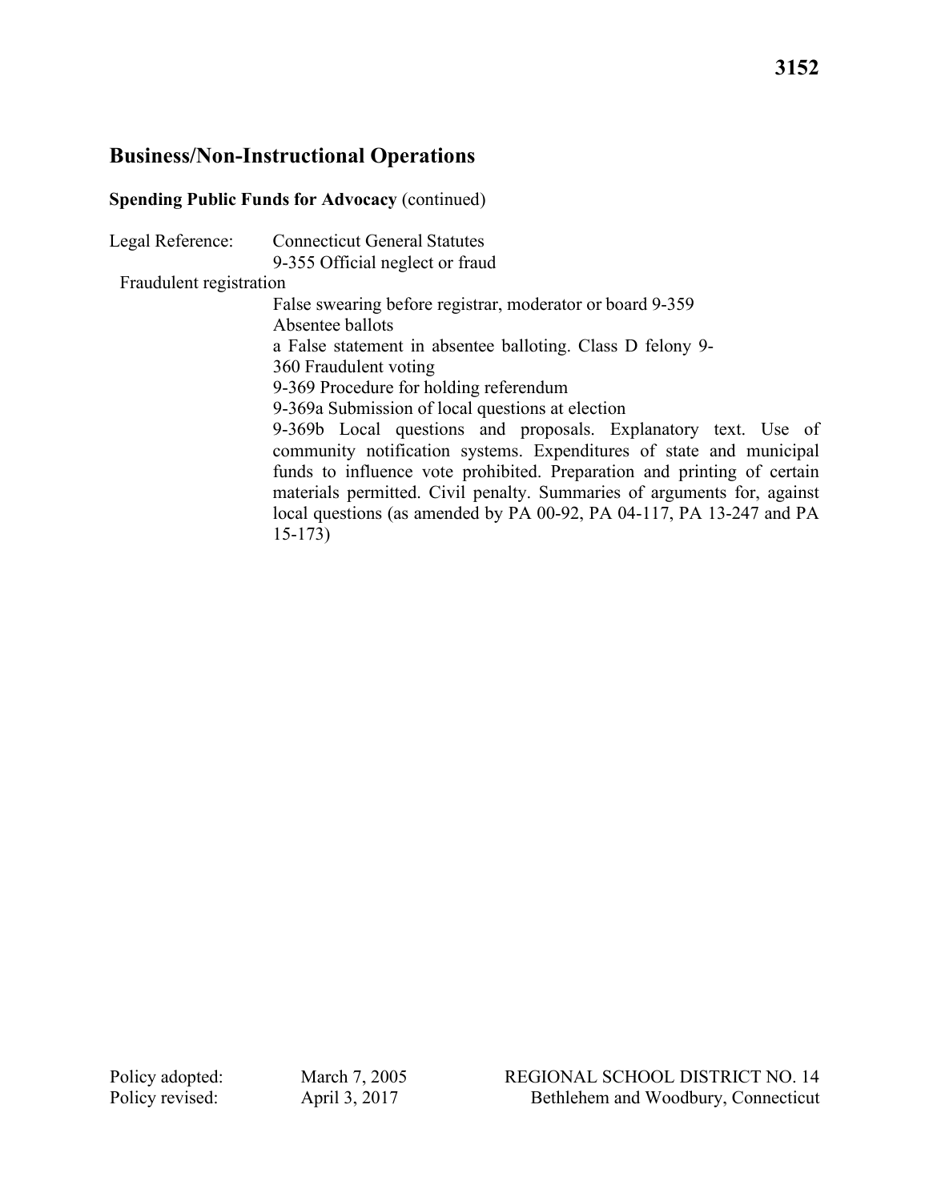## Business/Non-Instructional Operations

**Spending Public Funds for Advocacy** (continued)

Legal Reference: Connecticut General Statutes

9-355 Official neglect or fraud

Fraudulent registration

False swearing before registrar, moderator or board 9-359

Absentee ballots

a False statement in absentee balloting. Class D felony 9-

360 Fraudulent voting

9-369 Procedure for holding referendum

9-369a Submission of local questions at election

9-369b Local questions and proposals. Explanatory text. Use of community notification systems. Expenditures of state and municipal funds to influence vote prohibited. Preparation and printing of certain materials permitted. Civil penalty. Summaries of arguments for, against local questions (as amended by PA 00-92, PA 04-117, PA 13-247 and PA 15-173)

Policy adopted: March 7, 2005
Policy revised: April 3, 2017

REGIONAL SCHOOL DISTRICT NO. 14
Bethlehem and Woodbury, Connecticut